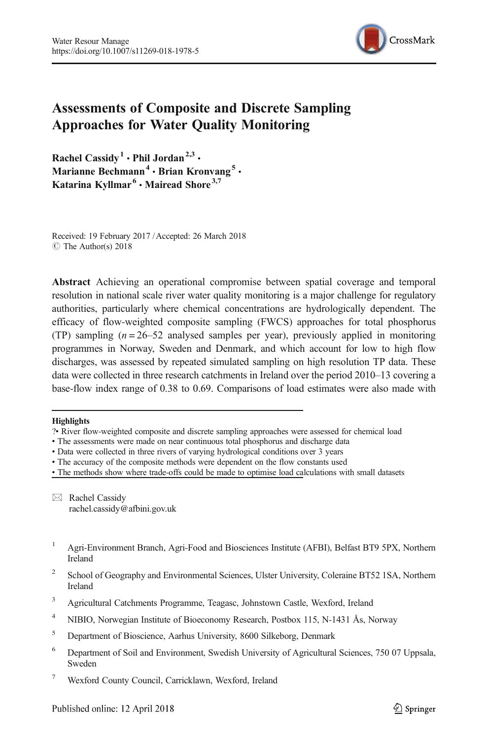# Assessments of Composite and Discrete Sampling Approaches for Water Quality Monitoring

**Rachel Cassidy**[1] **· Phil Jordan**[2,3] **· Marianne Bechmann**[4] **· Brian Kronvang**[5] **· Katarina Kyllmar**[6] **· Mairead Shore**[3,7]

Received: 19 February 2017 / Accepted: 26 March 2018
© The Author(s) 2018

**Abstract** Achieving an operational compromise between spatial coverage and temporal resolution in national scale river water quality monitoring is a major challenge for regulatory authorities, particularly where chemical concentrations are hydrologically dependent. The efficacy of flow-weighted composite sampling (FWCS) approaches for total phosphorus (TP) sampling ($n = 26$–$52$ analysed samples per year), previously applied in monitoring programmes in Norway, Sweden and Denmark, and which account for low to high flow discharges, was assessed by repeated simulated sampling on high resolution TP data. These data were collected in three research catchments in Ireland over the period 2010–13 covering a base-flow index range of 0.38 to 0.69. Comparisons of load estimates were also made with

**Highlights**

?• River flow-weighted composite and discrete sampling approaches were assessed for chemical load
• The assessments were made on near continuous total phosphorus and discharge data
• Data were collected in three rivers of varying hydrological conditions over 3 years
• The accuracy of the composite methods were dependent on the flow constants used
• The methods show where trade-offs could be made to optimise load calculations with small datasets

✉ Rachel Cassidy
rachel.cassidy@afbini.gov.uk

[1] Agri-Environment Branch, Agri-Food and Biosciences Institute (AFBI), Belfast BT9 5PX, Northern Ireland

[2] School of Geography and Environmental Sciences, Ulster University, Coleraine BT52 1SA, Northern Ireland

[3] Agricultural Catchments Programme, Teagasc, Johnstown Castle, Wexford, Ireland

[4] NIBIO, Norwegian Institute of Bioeconomy Research, Postbox 115, N-1431 Ås, Norway

[5] Department of Bioscience, Aarhus University, 8600 Silkeborg, Denmark

[6] Department of Soil and Environment, Swedish University of Agricultural Sciences, 750 07 Uppsala, Sweden

[7] Wexford County Council, Carricklawn, Wexford, Ireland

Published online: 12 April 2018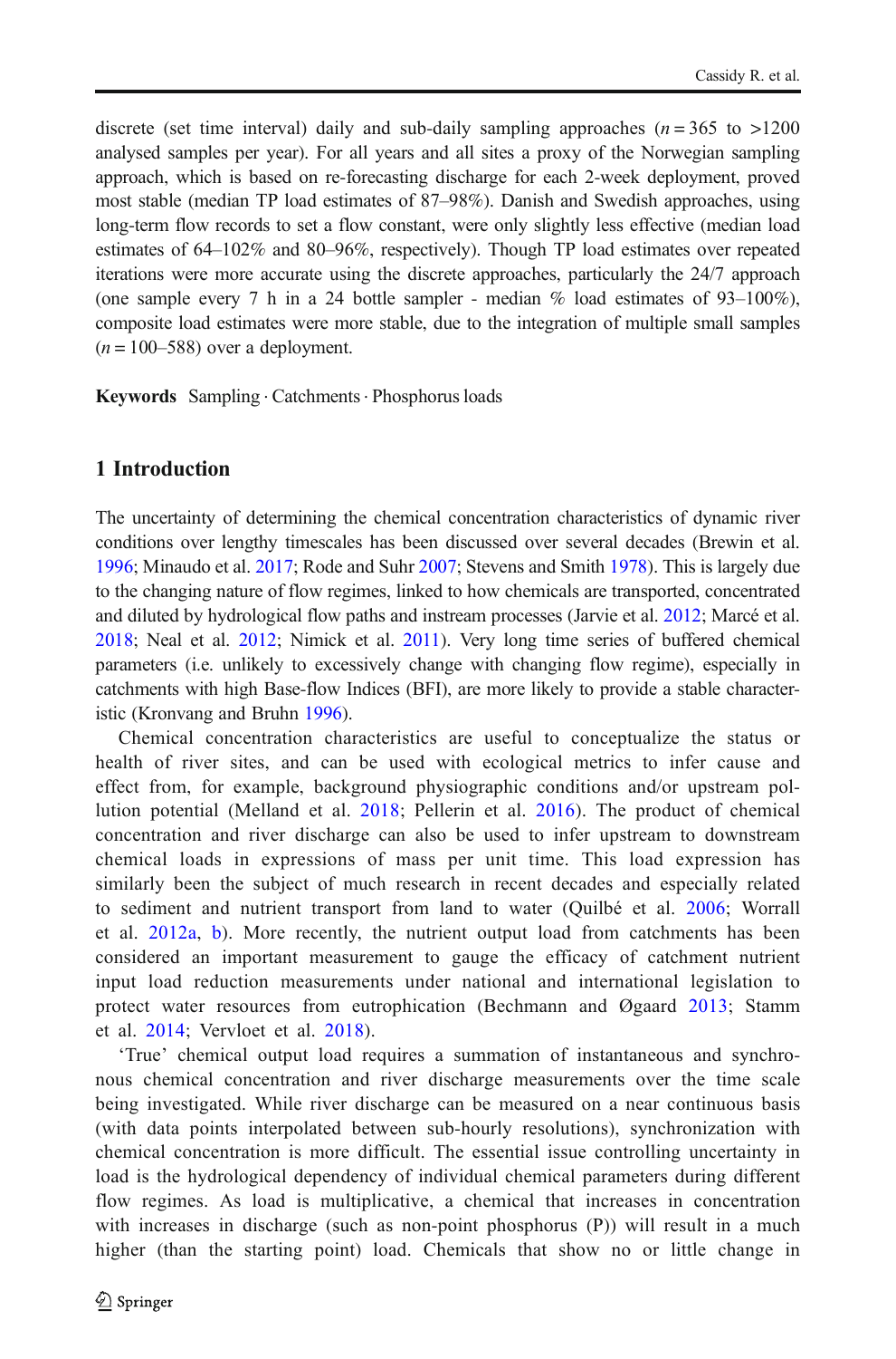discrete (set time interval) daily and sub-daily sampling approaches ($n = 365$ to >1200 analysed samples per year). For all years and all sites a proxy of the Norwegian sampling approach, which is based on re-forecasting discharge for each 2-week deployment, proved most stable (median TP load estimates of 87–98%). Danish and Swedish approaches, using long-term flow records to set a flow constant, were only slightly less effective (median load estimates of 64–102% and 80–96%, respectively). Though TP load estimates over repeated iterations were more accurate using the discrete approaches, particularly the 24/7 approach (one sample every 7 h in a 24 bottle sampler - median % load estimates of 93–100%), composite load estimates were more stable, due to the integration of multiple small samples ($n = 100$–588) over a deployment.

**Keywords** Sampling · Catchments · Phosphorus loads

## 1 Introduction

The uncertainty of determining the chemical concentration characteristics of dynamic river conditions over lengthy timescales has been discussed over several decades (Brewin et al. 1996; Minaudo et al. 2017; Rode and Suhr 2007; Stevens and Smith 1978). This is largely due to the changing nature of flow regimes, linked to how chemicals are transported, concentrated and diluted by hydrological flow paths and instream processes (Jarvie et al. 2012; Marcé et al. 2018; Neal et al. 2012; Nimick et al. 2011). Very long time series of buffered chemical parameters (i.e. unlikely to excessively change with changing flow regime), especially in catchments with high Base-flow Indices (BFI), are more likely to provide a stable characteristic (Kronvang and Bruhn 1996).

Chemical concentration characteristics are useful to conceptualize the status or health of river sites, and can be used with ecological metrics to infer cause and effect from, for example, background physiographic conditions and/or upstream pollution potential (Melland et al. 2018; Pellerin et al. 2016). The product of chemical concentration and river discharge can also be used to infer upstream to downstream chemical loads in expressions of mass per unit time. This load expression has similarly been the subject of much research in recent decades and especially related to sediment and nutrient transport from land to water (Quilbé et al. 2006; Worrall et al. 2012a, b). More recently, the nutrient output load from catchments has been considered an important measurement to gauge the efficacy of catchment nutrient input load reduction measurements under national and international legislation to protect water resources from eutrophication (Bechmann and Øgaard 2013; Stamm et al. 2014; Vervloet et al. 2018).

'True' chemical output load requires a summation of instantaneous and synchronous chemical concentration and river discharge measurements over the time scale being investigated. While river discharge can be measured on a near continuous basis (with data points interpolated between sub-hourly resolutions), synchronization with chemical concentration is more difficult. The essential issue controlling uncertainty in load is the hydrological dependency of individual chemical parameters during different flow regimes. As load is multiplicative, a chemical that increases in concentration with increases in discharge (such as non-point phosphorus (P)) will result in a much higher (than the starting point) load. Chemicals that show no or little change in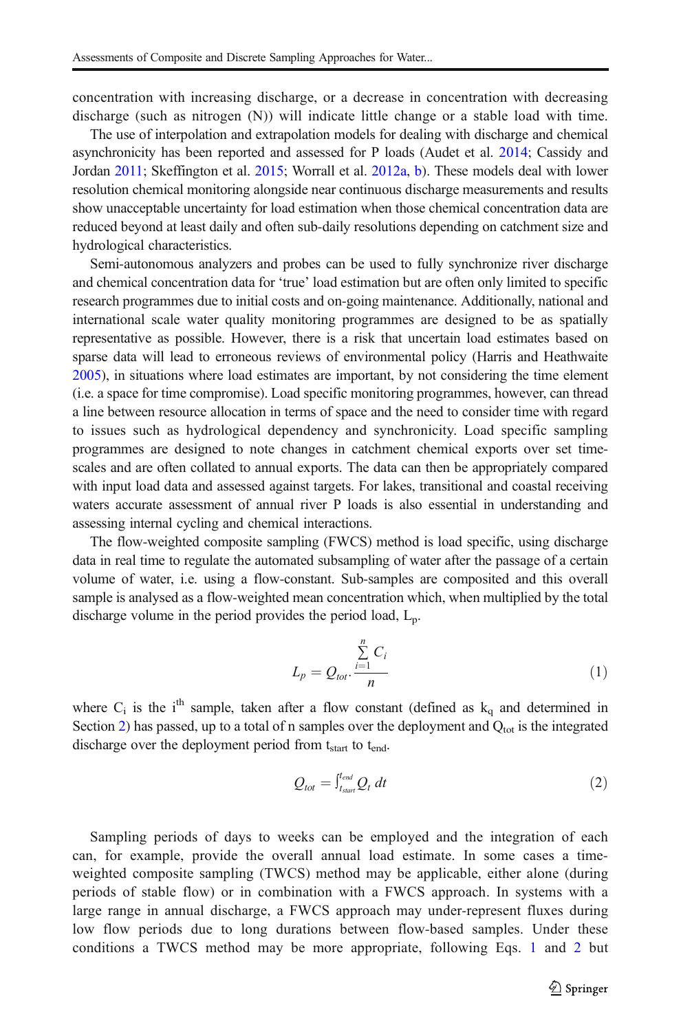concentration with increasing discharge, or a decrease in concentration with decreasing discharge (such as nitrogen (N)) will indicate little change or a stable load with time.

The use of interpolation and extrapolation models for dealing with discharge and chemical asynchronicity has been reported and assessed for P loads (Audet et al. 2014; Cassidy and Jordan 2011; Skeffington et al. 2015; Worrall et al. 2012a, b). These models deal with lower resolution chemical monitoring alongside near continuous discharge measurements and results show unacceptable uncertainty for load estimation when those chemical concentration data are reduced beyond at least daily and often sub-daily resolutions depending on catchment size and hydrological characteristics.

Semi-autonomous analyzers and probes can be used to fully synchronize river discharge and chemical concentration data for 'true' load estimation but are often only limited to specific research programmes due to initial costs and on-going maintenance. Additionally, national and international scale water quality monitoring programmes are designed to be as spatially representative as possible. However, there is a risk that uncertain load estimates based on sparse data will lead to erroneous reviews of environmental policy (Harris and Heathwaite 2005), in situations where load estimates are important, by not considering the time element (i.e. a space for time compromise). Load specific monitoring programmes, however, can thread a line between resource allocation in terms of space and the need to consider time with regard to issues such as hydrological dependency and synchronicity. Load specific sampling programmes are designed to note changes in catchment chemical exports over set time-scales and are often collated to annual exports. The data can then be appropriately compared with input load data and assessed against targets. For lakes, transitional and coastal receiving waters accurate assessment of annual river P loads is also essential in understanding and assessing internal cycling and chemical interactions.

The flow-weighted composite sampling (FWCS) method is load specific, using discharge data in real time to regulate the automated subsampling of water after the passage of a certain volume of water, i.e. using a flow-constant. Sub-samples are composited and this overall sample is analysed as a flow-weighted mean concentration which, when multiplied by the total discharge volume in the period provides the period load, $L_p$.

$$L_p = Q_{tot} \cdot \frac{\sum_{i=1}^{n} C_i}{n} \tag{1}$$

where $C_i$ is the $i^{th}$ sample, taken after a flow constant (defined as $k_q$ and determined in Section 2) has passed, up to a total of n samples over the deployment and $Q_{tot}$ is the integrated discharge over the deployment period from $t_{start}$ to $t_{end}$.

$$Q_{tot} = \int_{t_{start}}^{t_{end}} Q_t \, dt \tag{2}$$

Sampling periods of days to weeks can be employed and the integration of each can, for example, provide the overall annual load estimate. In some cases a time-weighted composite sampling (TWCS) method may be applicable, either alone (during periods of stable flow) or in combination with a FWCS approach. In systems with a large range in annual discharge, a FWCS approach may under-represent fluxes during low flow periods due to long durations between flow-based samples. Under these conditions a TWCS method may be more appropriate, following Eqs. 1 and 2 but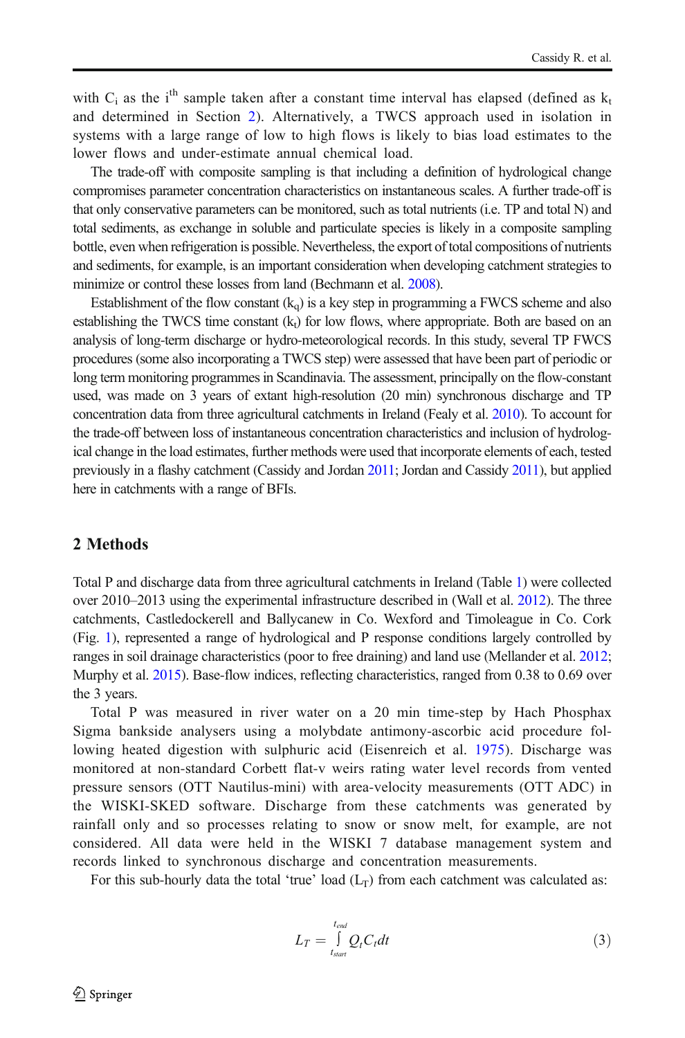with $C_i$ as the $i^{th}$ sample taken after a constant time interval has elapsed (defined as $k_t$ and determined in Section 2). Alternatively, a TWCS approach used in isolation in systems with a large range of low to high flows is likely to bias load estimates to the lower flows and under-estimate annual chemical load.

The trade-off with composite sampling is that including a definition of hydrological change compromises parameter concentration characteristics on instantaneous scales. A further trade-off is that only conservative parameters can be monitored, such as total nutrients (i.e. TP and total N) and total sediments, as exchange in soluble and particulate species is likely in a composite sampling bottle, even when refrigeration is possible. Nevertheless, the export of total compositions of nutrients and sediments, for example, is an important consideration when developing catchment strategies to minimize or control these losses from land (Bechmann et al. 2008).

Establishment of the flow constant ($k_q$) is a key step in programming a FWCS scheme and also establishing the TWCS time constant ($k_t$) for low flows, where appropriate. Both are based on an analysis of long-term discharge or hydro-meteorological records. In this study, several TP FWCS procedures (some also incorporating a TWCS step) were assessed that have been part of periodic or long term monitoring programmes in Scandinavia. The assessment, principally on the flow-constant used, was made on 3 years of extant high-resolution (20 min) synchronous discharge and TP concentration data from three agricultural catchments in Ireland (Fealy et al. 2010). To account for the trade-off between loss of instantaneous concentration characteristics and inclusion of hydrological change in the load estimates, further methods were used that incorporate elements of each, tested previously in a flashy catchment (Cassidy and Jordan 2011; Jordan and Cassidy 2011), but applied here in catchments with a range of BFIs.

## 2 Methods

Total P and discharge data from three agricultural catchments in Ireland (Table 1) were collected over 2010–2013 using the experimental infrastructure described in (Wall et al. 2012). The three catchments, Castledockerell and Ballycanew in Co. Wexford and Timoleague in Co. Cork (Fig. 1), represented a range of hydrological and P response conditions largely controlled by ranges in soil drainage characteristics (poor to free draining) and land use (Mellander et al. 2012; Murphy et al. 2015). Base-flow indices, reflecting characteristics, ranged from 0.38 to 0.69 over the 3 years.

Total P was measured in river water on a 20 min time-step by Hach Phosphax Sigma bankside analysers using a molybdate antimony-ascorbic acid procedure following heated digestion with sulphuric acid (Eisenreich et al. 1975). Discharge was monitored at non-standard Corbett flat-v weirs rating water level records from vented pressure sensors (OTT Nautilus-mini) with area-velocity measurements (OTT ADC) in the WISKI-SKED software. Discharge from these catchments was generated by rainfall only and so processes relating to snow or snow melt, for example, are not considered. All data were held in the WISKI 7 database management system and records linked to synchronous discharge and concentration measurements.

For this sub-hourly data the total 'true' load ($L_T$) from each catchment was calculated as:

$$L_T = \int_{t_{start}}^{t_{end}} Q_t C_t dt \tag{3}$$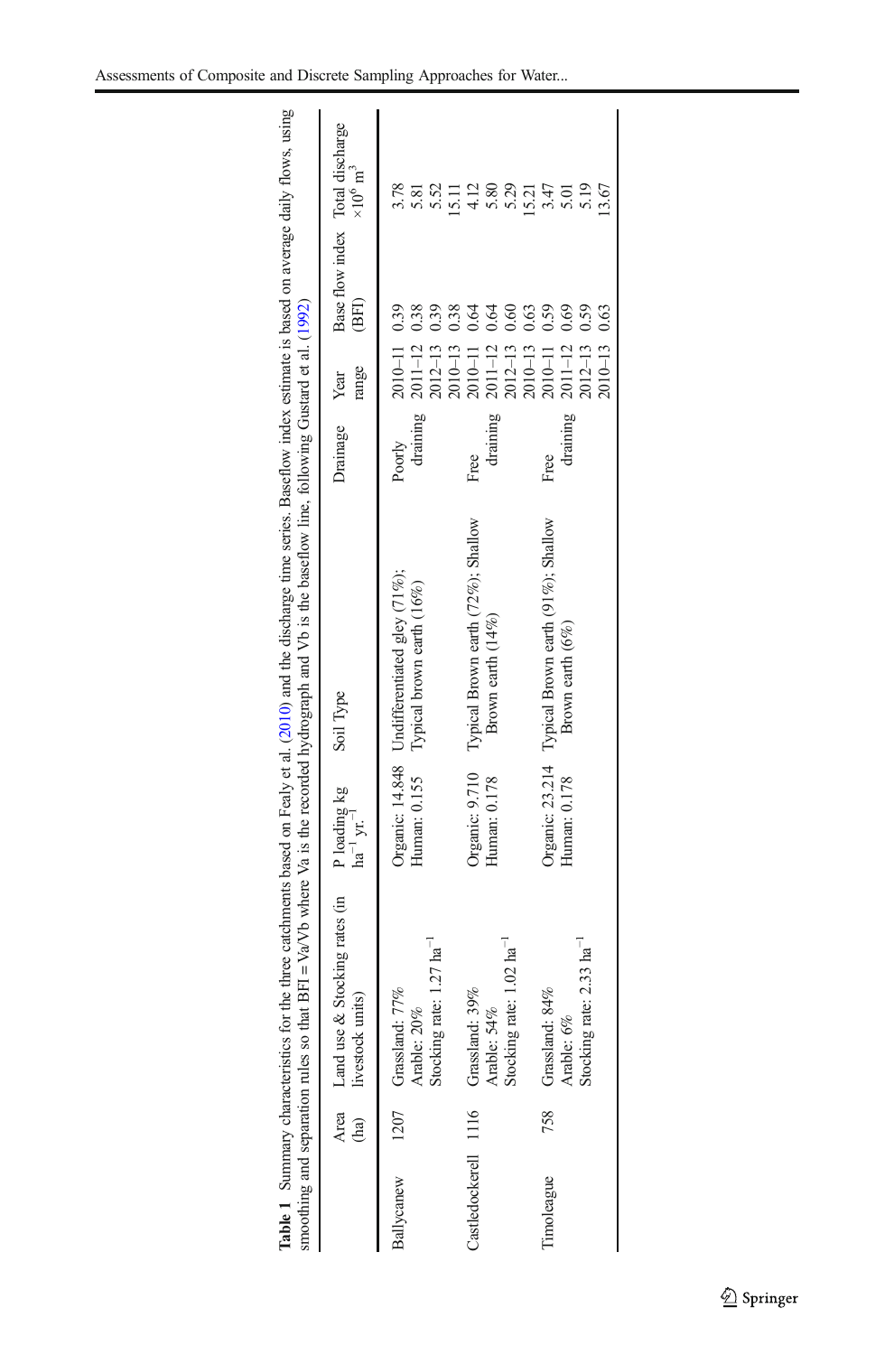**Table 1** Summary characteristics for the three catchments based on Fealy et al. (2010) and the discharge time series. Baseflow index estimate is based on average daily flows, using smoothing and separation rules so that BFI = Va/Vb where Va is the recorded hydrograph and Vb is the baseflow line, following Gustard et al. (1992)

| | Area (ha) | Land use & Stocking rates (in livestock units) | P loading kg $ha^{-1}$ $yr.^{-1}$ | Soil Type | Drainage | Year range | Base flow index (BFI) | Total discharge $\times 10^6$ $m^3$ |
|---|---|---|---|---|---|---|---|---|
| Ballycanew | 1207 | Grassland: 77%<br>Arable: 20%<br>Stocking rate: 1.27 $ha^{-1}$ | Organic: 14.848<br>Human: 0.155 | Undifferentiated gley (71%);<br>Typical brown earth (16%) | Poorly draining | 2010–11 | 0.39 | 3.78 |
| | | | | | | 2011–12 | 0.38 | 5.81 |
| | | | | | | 2012–13 | 0.39 | 5.52 |
| | | | | | | 2010–13 | 0.38 | 15.11 |
| Castledockerell | 1116 | Grassland: 39%<br>Arable: 54%<br>Stocking rate: 1.02 $ha^{-1}$ | Organic: 9.710<br>Human: 0.178 | Typical Brown earth (72%); Shallow Brown earth (14%) | Free draining | 2010–11 | 0.64 | 4.12 |
| | | | | | | 2011–12 | 0.64 | 5.80 |
| | | | | | | 2012–13 | 0.60 | 5.29 |
| | | | | | | 2010–13 | 0.63 | 15.21 |
| Timoleague | 758 | Grassland: 84%<br>Arable: 6%<br>Stocking rate: 2.33 $ha^{-1}$ | Organic: 23.214<br>Human: 0.178 | Typical Brown earth (91%); Shallow Brown earth (6%) | Free draining | 2010–11 | 0.59 | 3.47 |
| | | | | | | 2011–12 | 0.69 | 5.01 |
| | | | | | | 2012–13 | 0.59 | 5.19 |
| | | | | | | 2010–13 | 0.63 | 13.67 |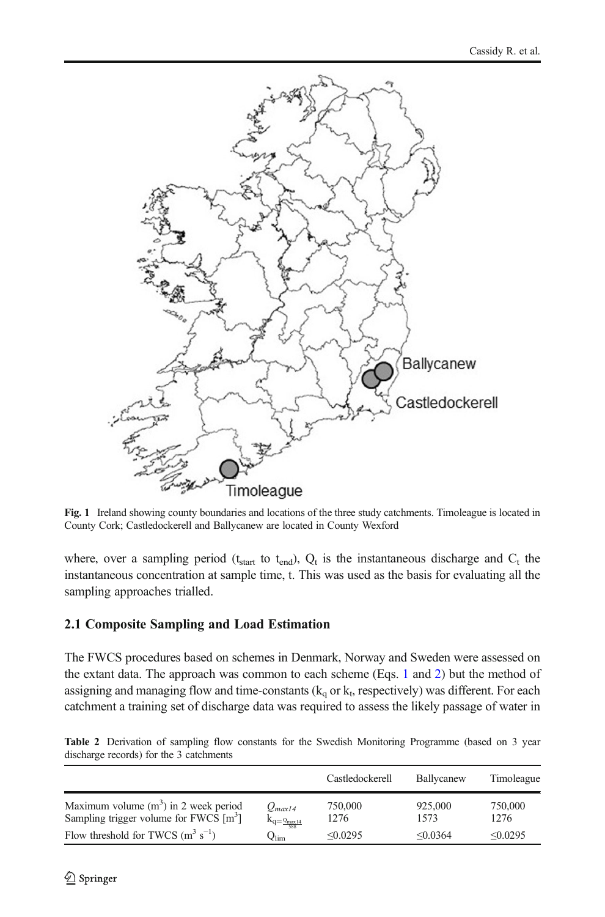Fig. 1 Ireland showing county boundaries and locations of the three study catchments. Timoleague is located in County Cork; Castledockerell and Ballycanew are located in County Wexford

where, over a sampling period ($t_{start}$ to $t_{end}$), $Q_t$ is the instantaneous discharge and $C_t$ the instantaneous concentration at sample time, t. This was used as the basis for evaluating all the sampling approaches trialled.

## 2.1 Composite Sampling and Load Estimation

The FWCS procedures based on schemes in Denmark, Norway and Sweden were assessed on the extant data. The approach was common to each scheme (Eqs. 1 and 2) but the method of assigning and managing flow and time-constants ($k_q$ or $k_t$, respectively) was different. For each catchment a training set of discharge data was required to assess the likely passage of water in

Table 2 Derivation of sampling flow constants for the Swedish Monitoring Programme (based on 3 year discharge records) for the 3 catchments

| | | Castledockerell | Ballycanew | Timoleague |
|---|---|---|---|---|
| Maximum volume ($m^3$) in 2 week period | $Q_{max14}$ | 750,000 | 925,000 | 750,000 |
| Sampling trigger volume for FWCS [$m^3$] | $k_q = \frac{Q_{max14}}{588}$ | 1276 | 1573 | 1276 |
| Flow threshold for TWCS ($m^3\ s^{-1}$) | $Q_{lim}$ | ≤0.0295 | ≤0.0364 | ≤0.0295 |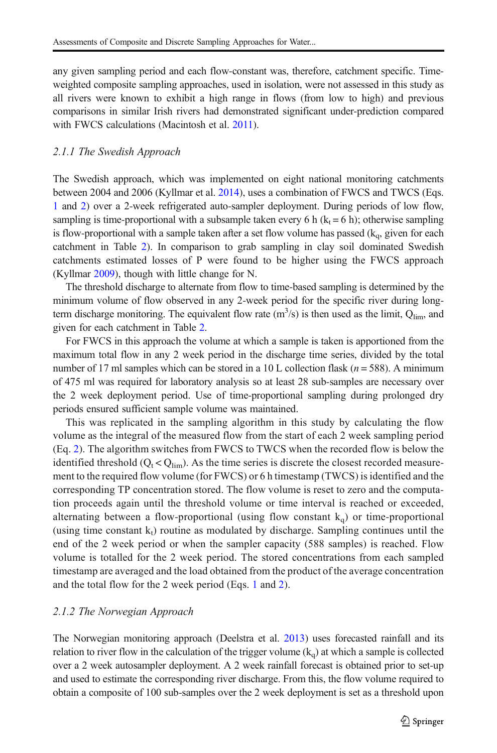any given sampling period and each flow-constant was, therefore, catchment specific. Time-weighted composite sampling approaches, used in isolation, were not assessed in this study as all rivers were known to exhibit a high range in flows (from low to high) and previous comparisons in similar Irish rivers had demonstrated significant under-prediction compared with FWCS calculations (Macintosh et al. 2011).

### 2.1.1 The Swedish Approach

The Swedish approach, which was implemented on eight national monitoring catchments between 2004 and 2006 (Kyllmar et al. 2014), uses a combination of FWCS and TWCS (Eqs. 1 and 2) over a 2-week refrigerated auto-sampler deployment. During periods of low flow, sampling is time-proportional with a subsample taken every 6 h ($k_t = 6$ h); otherwise sampling is flow-proportional with a sample taken after a set flow volume has passed ($k_q$, given for each catchment in Table 2). In comparison to grab sampling in clay soil dominated Swedish catchments estimated losses of P were found to be higher using the FWCS approach (Kyllmar 2009), though with little change for N.

The threshold discharge to alternate from flow to time-based sampling is determined by the minimum volume of flow observed in any 2-week period for the specific river during long-term discharge monitoring. The equivalent flow rate ($m^3/s$) is then used as the limit, $Q_{lim}$, and given for each catchment in Table 2.

For FWCS in this approach the volume at which a sample is taken is apportioned from the maximum total flow in any 2 week period in the discharge time series, divided by the total number of 17 ml samples which can be stored in a 10 L collection flask ($n = 588$). A minimum of 475 ml was required for laboratory analysis so at least 28 sub-samples are necessary over the 2 week deployment period. Use of time-proportional sampling during prolonged dry periods ensured sufficient sample volume was maintained.

This was replicated in the sampling algorithm in this study by calculating the flow volume as the integral of the measured flow from the start of each 2 week sampling period (Eq. 2). The algorithm switches from FWCS to TWCS when the recorded flow is below the identified threshold ($Q_t < Q_{lim}$). As the time series is discrete the closest recorded measurement to the required flow volume (for FWCS) or 6 h timestamp (TWCS) is identified and the corresponding TP concentration stored. The flow volume is reset to zero and the computation proceeds again until the threshold volume or time interval is reached or exceeded, alternating between a flow-proportional (using flow constant $k_q$) or time-proportional (using time constant $k_t$) routine as modulated by discharge. Sampling continues until the end of the 2 week period or when the sampler capacity (588 samples) is reached. Flow volume is totalled for the 2 week period. The stored concentrations from each sampled timestamp are averaged and the load obtained from the product of the average concentration and the total flow for the 2 week period (Eqs. 1 and 2).

### 2.1.2 The Norwegian Approach

The Norwegian monitoring approach (Deelstra et al. 2013) uses forecasted rainfall and its relation to river flow in the calculation of the trigger volume ($k_q$) at which a sample is collected over a 2 week autosampler deployment. A 2 week rainfall forecast is obtained prior to set-up and used to estimate the corresponding river discharge. From this, the flow volume required to obtain a composite of 100 sub-samples over the 2 week deployment is set as a threshold upon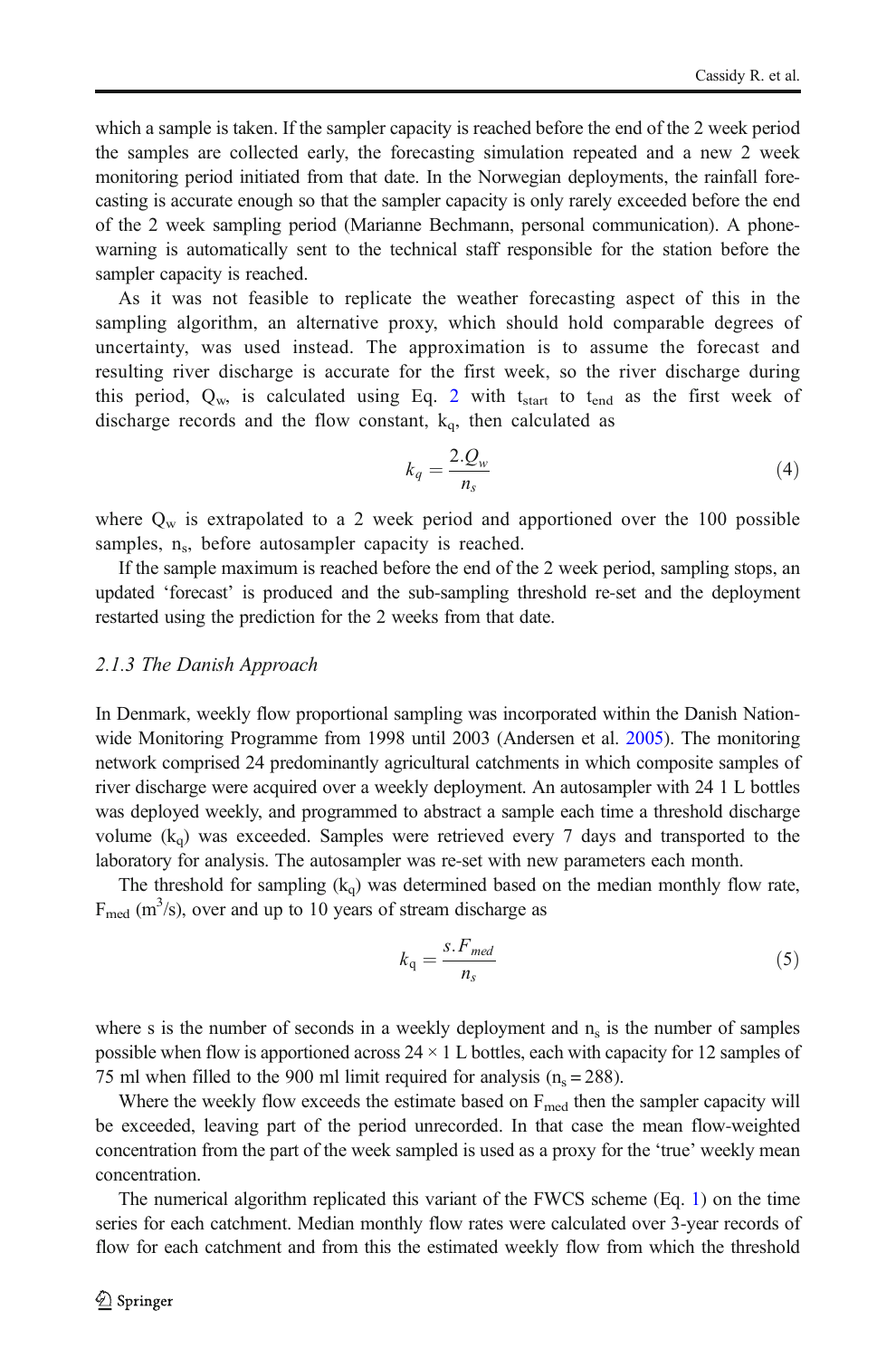which a sample is taken. If the sampler capacity is reached before the end of the 2 week period the samples are collected early, the forecasting simulation repeated and a new 2 week monitoring period initiated from that date. In the Norwegian deployments, the rainfall forecasting is accurate enough so that the sampler capacity is only rarely exceeded before the end of the 2 week sampling period (Marianne Bechmann, personal communication). A phone-warning is automatically sent to the technical staff responsible for the station before the sampler capacity is reached.

As it was not feasible to replicate the weather forecasting aspect of this in the sampling algorithm, an alternative proxy, which should hold comparable degrees of uncertainty, was used instead. The approximation is to assume the forecast and resulting river discharge is accurate for the first week, so the river discharge during this period, $Q_w$, is calculated using Eq. 2 with $t_{start}$ to $t_{end}$ as the first week of discharge records and the flow constant, $k_q$, then calculated as

$$k_q = \frac{2.Q_w}{n_s} \tag{4}$$

where $Q_w$ is extrapolated to a 2 week period and apportioned over the 100 possible samples, $n_s$, before autosampler capacity is reached.

If the sample maximum is reached before the end of the 2 week period, sampling stops, an updated 'forecast' is produced and the sub-sampling threshold re-set and the deployment restarted using the prediction for the 2 weeks from that date.

### 2.1.3 The Danish Approach

In Denmark, weekly flow proportional sampling was incorporated within the Danish Nationwide Monitoring Programme from 1998 until 2003 (Andersen et al. 2005). The monitoring network comprised 24 predominantly agricultural catchments in which composite samples of river discharge were acquired over a weekly deployment. An autosampler with 24 1 L bottles was deployed weekly, and programmed to abstract a sample each time a threshold discharge volume ($k_q$) was exceeded. Samples were retrieved every 7 days and transported to the laboratory for analysis. The autosampler was re-set with new parameters each month.

The threshold for sampling ($k_q$) was determined based on the median monthly flow rate, $F_{med}$ ($m^3/s$), over and up to 10 years of stream discharge as

$$k_q = \frac{s.F_{med}}{n_s} \tag{5}$$

where s is the number of seconds in a weekly deployment and $n_s$ is the number of samples possible when flow is apportioned across $24 \times 1$ L bottles, each with capacity for 12 samples of 75 ml when filled to the 900 ml limit required for analysis ($n_s = 288$).

Where the weekly flow exceeds the estimate based on $F_{med}$ then the sampler capacity will be exceeded, leaving part of the period unrecorded. In that case the mean flow-weighted concentration from the part of the week sampled is used as a proxy for the 'true' weekly mean concentration.

The numerical algorithm replicated this variant of the FWCS scheme (Eq. 1) on the time series for each catchment. Median monthly flow rates were calculated over 3-year records of flow for each catchment and from this the estimated weekly flow from which the threshold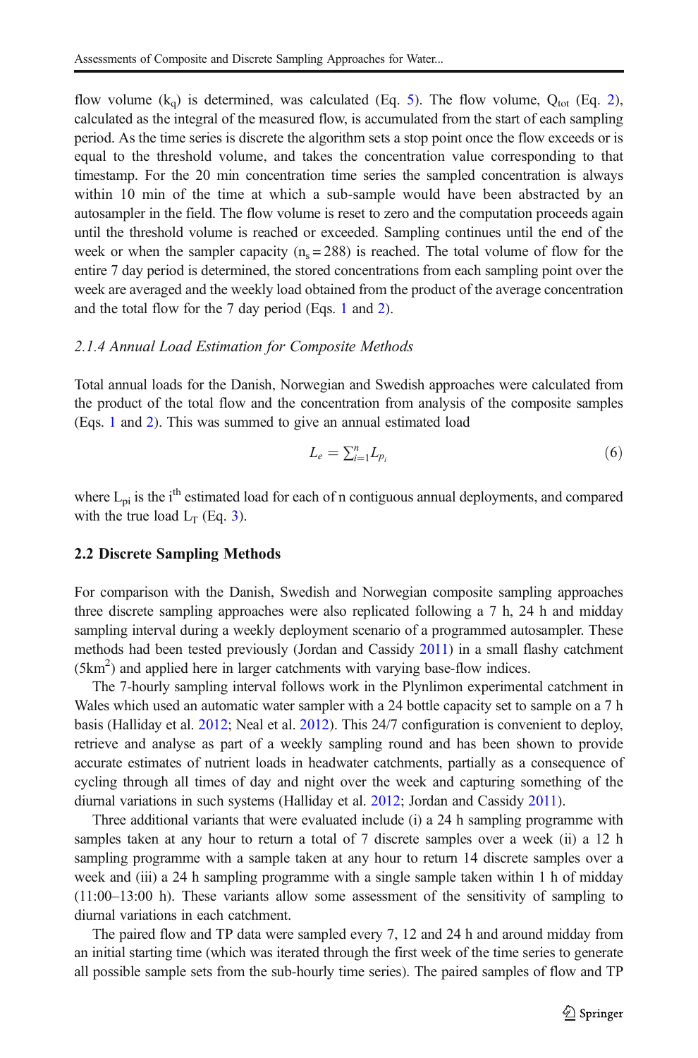flow volume ($k_q$) is determined, was calculated (Eq. 5). The flow volume, $Q_{tot}$ (Eq. 2), calculated as the integral of the measured flow, is accumulated from the start of each sampling period. As the time series is discrete the algorithm sets a stop point once the flow exceeds or is equal to the threshold volume, and takes the concentration value corresponding to that timestamp. For the 20 min concentration time series the sampled concentration is always within 10 min of the time at which a sub-sample would have been abstracted by an autosampler in the field. The flow volume is reset to zero and the computation proceeds again until the threshold volume is reached or exceeded. Sampling continues until the end of the week or when the sampler capacity ($n_s = 288$) is reached. The total volume of flow for the entire 7 day period is determined, the stored concentrations from each sampling point over the week are averaged and the weekly load obtained from the product of the average concentration and the total flow for the 7 day period (Eqs. 1 and 2).

### *2.1.4 Annual Load Estimation for Composite Methods*

Total annual loads for the Danish, Norwegian and Swedish approaches were calculated from the product of the total flow and the concentration from analysis of the composite samples (Eqs. 1 and 2). This was summed to give an annual estimated load

$$L_e = \sum_{i=1}^{n} L_{p_i} \tag{6}$$

where $L_{pi}$ is the $i^{th}$ estimated load for each of n contiguous annual deployments, and compared with the true load $L_T$ (Eq. 3).

## 2.2 Discrete Sampling Methods

For comparison with the Danish, Swedish and Norwegian composite sampling approaches three discrete sampling approaches were also replicated following a 7 h, 24 h and midday sampling interval during a weekly deployment scenario of a programmed autosampler. These methods had been tested previously (Jordan and Cassidy 2011) in a small flashy catchment ($5km^2$) and applied here in larger catchments with varying base-flow indices.

The 7-hourly sampling interval follows work in the Plynlimon experimental catchment in Wales which used an automatic water sampler with a 24 bottle capacity set to sample on a 7 h basis (Halliday et al. 2012; Neal et al. 2012). This 24/7 configuration is convenient to deploy, retrieve and analyse as part of a weekly sampling round and has been shown to provide accurate estimates of nutrient loads in headwater catchments, partially as a consequence of cycling through all times of day and night over the week and capturing something of the diurnal variations in such systems (Halliday et al. 2012; Jordan and Cassidy 2011).

Three additional variants that were evaluated include (i) a 24 h sampling programme with samples taken at any hour to return a total of 7 discrete samples over a week (ii) a 12 h sampling programme with a sample taken at any hour to return 14 discrete samples over a week and (iii) a 24 h sampling programme with a single sample taken within 1 h of midday (11:00–13:00 h). These variants allow some assessment of the sensitivity of sampling to diurnal variations in each catchment.

The paired flow and TP data were sampled every 7, 12 and 24 h and around midday from an initial starting time (which was iterated through the first week of the time series to generate all possible sample sets from the sub-hourly time series). The paired samples of flow and TP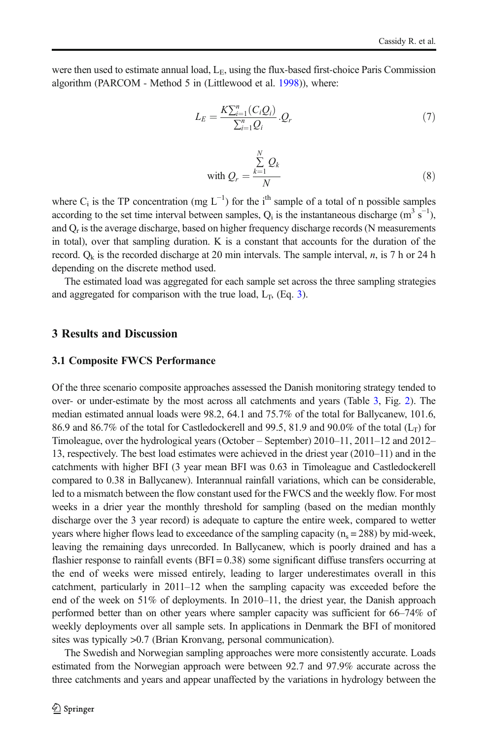were then used to estimate annual load, $L_E$, using the flux-based first-choice Paris Commission algorithm (PARCOM - Method 5 in (Littlewood et al. 1998)), where:

$$L_E = \frac{K\sum_{i=1}^{n}(C_iQ_i)}{\sum_{i=1}^{n}Q_i}.Q_r \tag{7}$$

$$\text{with } Q_r = \frac{\sum_{k=1}^{N} Q_k}{N} \tag{8}$$

where $C_i$ is the TP concentration (mg $L^{-1}$) for the $i^{th}$ sample of a total of n possible samples according to the set time interval between samples, $Q_i$ is the instantaneous discharge ($m^3$ $s^{-1}$), and $Q_r$ is the average discharge, based on higher frequency discharge records (N measurements in total), over that sampling duration. K is a constant that accounts for the duration of the record. $Q_k$ is the recorded discharge at 20 min intervals. The sample interval, *n*, is 7 h or 24 h depending on the discrete method used.

The estimated load was aggregated for each sample set across the three sampling strategies and aggregated for comparison with the true load, $L_T$, (Eq. 3).

## 3 Results and Discussion

### 3.1 Composite FWCS Performance

Of the three scenario composite approaches assessed the Danish monitoring strategy tended to over- or under-estimate by the most across all catchments and years (Table 3, Fig. 2). The median estimated annual loads were 98.2, 64.1 and 75.7% of the total for Ballycanew, 101.6, 86.9 and 86.7% of the total for Castledockerell and 99.5, 81.9 and 90.0% of the total ($L_T$) for Timoleague, over the hydrological years (October – September) 2010–11, 2011–12 and 2012–13, respectively. The best load estimates were achieved in the driest year (2010–11) and in the catchments with higher BFI (3 year mean BFI was 0.63 in Timoleague and Castledockerell compared to 0.38 in Ballycanew). Interannual rainfall variations, which can be considerable, led to a mismatch between the flow constant used for the FWCS and the weekly flow. For most weeks in a drier year the monthly threshold for sampling (based on the median monthly discharge over the 3 year record) is adequate to capture the entire week, compared to wetter years where higher flows lead to exceedance of the sampling capacity ($n_s = 288$) by mid-week, leaving the remaining days unrecorded. In Ballycanew, which is poorly drained and has a flashier response to rainfall events (BFI = 0.38) some significant diffuse transfers occurring at the end of weeks were missed entirely, leading to larger underestimates overall in this catchment, particularly in 2011–12 when the sampling capacity was exceeded before the end of the week on 51% of deployments. In 2010–11, the driest year, the Danish approach performed better than on other years where sampler capacity was sufficient for 66–74% of weekly deployments over all sample sets. In applications in Denmark the BFI of monitored sites was typically >0.7 (Brian Kronvang, personal communication).

The Swedish and Norwegian sampling approaches were more consistently accurate. Loads estimated from the Norwegian approach were between 92.7 and 97.9% accurate across the three catchments and years and appear unaffected by the variations in hydrology between the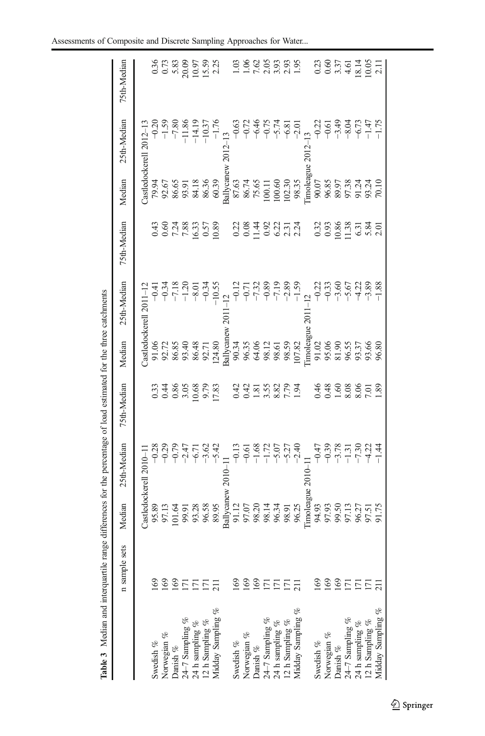**Table 3** Median and interquartile range differences for the percentage of load estimated for the three catchments

| | n sample sets | Median | 25th-Median | 75th-Median | Median | 25th-Median | 75th-Median | Median | 25th-Median | 75th-Median |
|---|---|---|---|---|---|---|---|---|---|---|
| | | Castledockerell 2010–11 | | | Castledockerell 2011–12 | | | Castledockerell 2012–13 | | |
| Swedish % | 169 | 95.89 | −0.28 | 0.33 | 91.06 | −0.41 | 0.43 | 79.94 | −0.20 | 0.36 |
| Norwegian % | 169 | 97.13 | −0.29 | 0.44 | 92.72 | −0.34 | 0.60 | 92.67 | −1.59 | 0.73 |
| Danish % | 169 | 101.64 | −0.79 | 0.86 | 86.85 | −7.18 | 7.24 | 86.65 | −7.80 | 5.83 |
| 24–7 Sampling % | 171 | 99.91 | −2.47 | 3.05 | 93.40 | −1.20 | 7.88 | 93.91 | −11.86 | 20.09 |
| 24 h sampling % | 171 | 93.28 | −6.71 | 10.68 | 86.48 | −8.01 | 16.33 | 84.18 | −14.19 | 10.97 |
| 12 h Sampling % | 171 | 96.58 | −3.62 | 9.79 | 92.71 | −0.34 | 0.57 | 86.36 | −10.37 | 15.59 |
| Midday Sampling % | 211 | 89.95 | −5.42 | 17.83 | 124.80 | −10.55 | 10.89 | 60.39 | −1.76 | 2.25 |
| | | Ballycanew 2010–11 | | | Ballycanew 2011–12 | | | Ballycanew 2012–13 | | |
| Swedish % | 169 | 91.12 | −0.13 | 0.42 | 90.34 | −0.12 | 0.22 | 87.63 | −0.63 | 1.03 |
| Norwegian % | 169 | 97.07 | −0.61 | 0.42 | 96.35 | −0.71 | 0.08 | 86.74 | −0.72 | 1.06 |
| Danish % | 169 | 98.20 | −1.68 | 1.81 | 64.06 | −7.32 | 11.44 | 75.65 | −6.46 | 7.62 |
| 24–7 Sampling % | 171 | 98.14 | −1.72 | 3.55 | 98.12 | −0.89 | 0.92 | 100.11 | −0.75 | 2.05 |
| 24 h sampling % | 171 | 96.34 | −5.07 | 8.82 | 98.61 | −7.19 | 6.22 | 100.60 | −5.74 | 3.93 |
| 12 h Sampling % | 171 | 98.91 | −5.27 | 7.79 | 98.59 | −2.89 | 2.31 | 102.30 | −6.81 | 2.93 |
| Midday Sampling % | 211 | 96.25 | −2.40 | 1.94 | 107.82 | −1.59 | 2.24 | 98.35 | −2.01 | 1.95 |
| | | Timoleague 2010–11 | | | Timoleague 2011–12 | | | Timoleague 2012–13 | | |
| Swedish % | 169 | 94.93 | −0.47 | 0.46 | 91.02 | −0.22 | 0.32 | 90.07 | −0.22 | 0.23 |
| Norwegian % | 169 | 97.93 | −0.39 | 0.48 | 95.06 | −0.33 | 0.93 | 96.85 | −0.61 | 0.60 |
| Danish % | 169 | 99.50 | −3.78 | 1.60 | 81.90 | −3.60 | 10.86 | 89.97 | −3.49 | 3.37 |
| 24–7 Sampling % | 171 | 97.13 | −1.31 | 8.08 | 96.55 | −5.67 | 11.38 | 97.38 | −8.04 | 4.61 |
| 24 h sampling % | 171 | 96.27 | −7.30 | 8.06 | 93.37 | −4.22 | 6.31 | 91.24 | −6.73 | 18.14 |
| 12 h Sampling % | 171 | 97.51 | −4.22 | 7.01 | 93.66 | −3.89 | 5.84 | 93.24 | −1.47 | 10.05 |
| Midday Sampling % | 211 | 91.75 | −1.44 | 1.89 | 96.80 | −1.88 | 2.01 | 70.10 | −1.75 | 2.11 |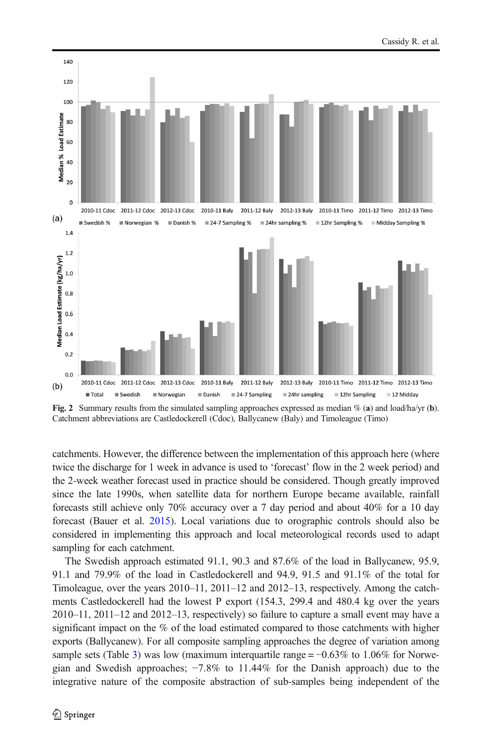Fig. 2 Summary results from the simulated sampling approaches expressed as median % (**a**) and load/ha/yr (**b**). Catchment abbreviations are Castledockerell (Cdoc), Ballycanew (Baly) and Timoleague (Timo)

catchments. However, the difference between the implementation of this approach here (where twice the discharge for 1 week in advance is used to 'forecast' flow in the 2 week period) and the 2-week weather forecast used in practice should be considered. Though greatly improved since the late 1990s, when satellite data for northern Europe became available, rainfall forecasts still achieve only 70% accuracy over a 7 day period and about 40% for a 10 day forecast (Bauer et al. 2015). Local variations due to orographic controls should also be considered in implementing this approach and local meteorological records used to adapt sampling for each catchment.

The Swedish approach estimated 91.1, 90.3 and 87.6% of the load in Ballycanew, 95.9, 91.1 and 79.9% of the load in Castledockerell and 94.9, 91.5 and 91.1% of the total for Timoleague, over the years 2010–11, 2011–12 and 2012–13, respectively. Among the catchments Castledockerell had the lowest P export (154.3, 299.4 and 480.4 kg over the years 2010–11, 2011–12 and 2012–13, respectively) so failure to capture a small event may have a significant impact on the % of the load estimated compared to those catchments with higher exports (Ballycanew). For all composite sampling approaches the degree of variation among sample sets (Table 3) was low (maximum interquartile range = −0.63% to 1.06% for Norwegian and Swedish approaches; −7.8% to 11.44% for the Danish approach) due to the integrative nature of the composite abstraction of sub-samples being independent of the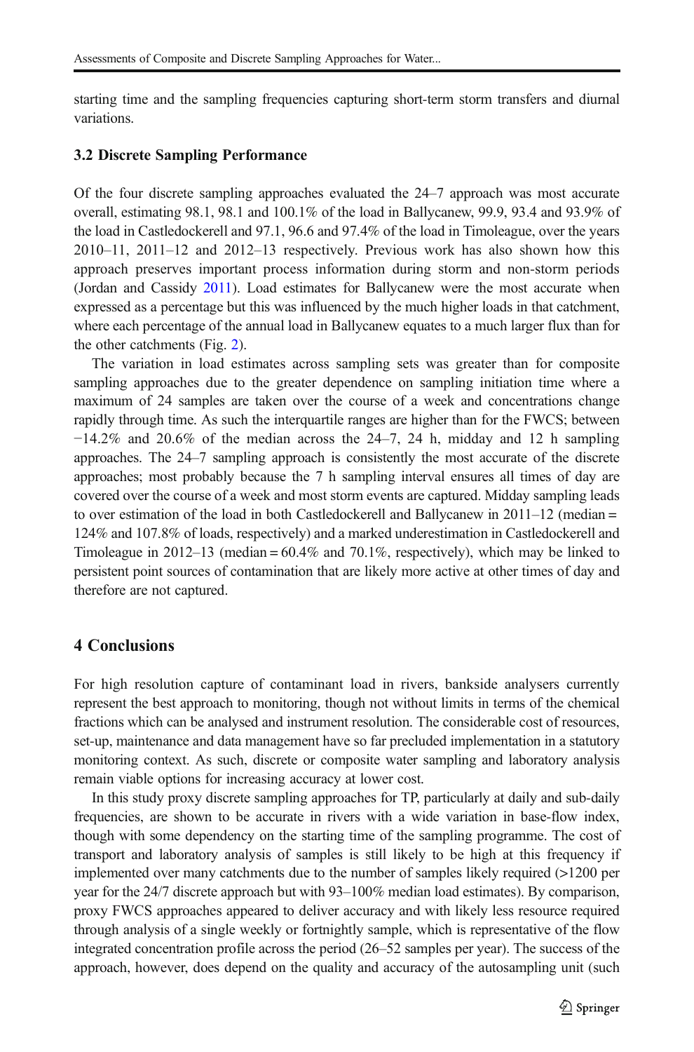starting time and the sampling frequencies capturing short-term storm transfers and diurnal variations.

### 3.2 Discrete Sampling Performance

Of the four discrete sampling approaches evaluated the 24–7 approach was most accurate overall, estimating 98.1, 98.1 and 100.1% of the load in Ballycanew, 99.9, 93.4 and 93.9% of the load in Castledockerell and 97.1, 96.6 and 97.4% of the load in Timoleague, over the years 2010–11, 2011–12 and 2012–13 respectively. Previous work has also shown how this approach preserves important process information during storm and non-storm periods (Jordan and Cassidy 2011). Load estimates for Ballycanew were the most accurate when expressed as a percentage but this was influenced by the much higher loads in that catchment, where each percentage of the annual load in Ballycanew equates to a much larger flux than for the other catchments (Fig. 2).

The variation in load estimates across sampling sets was greater than for composite sampling approaches due to the greater dependence on sampling initiation time where a maximum of 24 samples are taken over the course of a week and concentrations change rapidly through time. As such the interquartile ranges are higher than for the FWCS; between −14.2% and 20.6% of the median across the 24–7, 24 h, midday and 12 h sampling approaches. The 24–7 sampling approach is consistently the most accurate of the discrete approaches; most probably because the 7 h sampling interval ensures all times of day are covered over the course of a week and most storm events are captured. Midday sampling leads to over estimation of the load in both Castledockerell and Ballycanew in 2011–12 (median = 124% and 107.8% of loads, respectively) and a marked underestimation in Castledockerell and Timoleague in 2012–13 (median = 60.4% and 70.1%, respectively), which may be linked to persistent point sources of contamination that are likely more active at other times of day and therefore are not captured.

## 4 Conclusions

For high resolution capture of contaminant load in rivers, bankside analysers currently represent the best approach to monitoring, though not without limits in terms of the chemical fractions which can be analysed and instrument resolution. The considerable cost of resources, set-up, maintenance and data management have so far precluded implementation in a statutory monitoring context. As such, discrete or composite water sampling and laboratory analysis remain viable options for increasing accuracy at lower cost.

In this study proxy discrete sampling approaches for TP, particularly at daily and sub-daily frequencies, are shown to be accurate in rivers with a wide variation in base-flow index, though with some dependency on the starting time of the sampling programme. The cost of transport and laboratory analysis of samples is still likely to be high at this frequency if implemented over many catchments due to the number of samples likely required (>1200 per year for the 24/7 discrete approach but with 93–100% median load estimates). By comparison, proxy FWCS approaches appeared to deliver accuracy and with likely less resource required through analysis of a single weekly or fortnightly sample, which is representative of the flow integrated concentration profile across the period (26–52 samples per year). The success of the approach, however, does depend on the quality and accuracy of the autosampling unit (such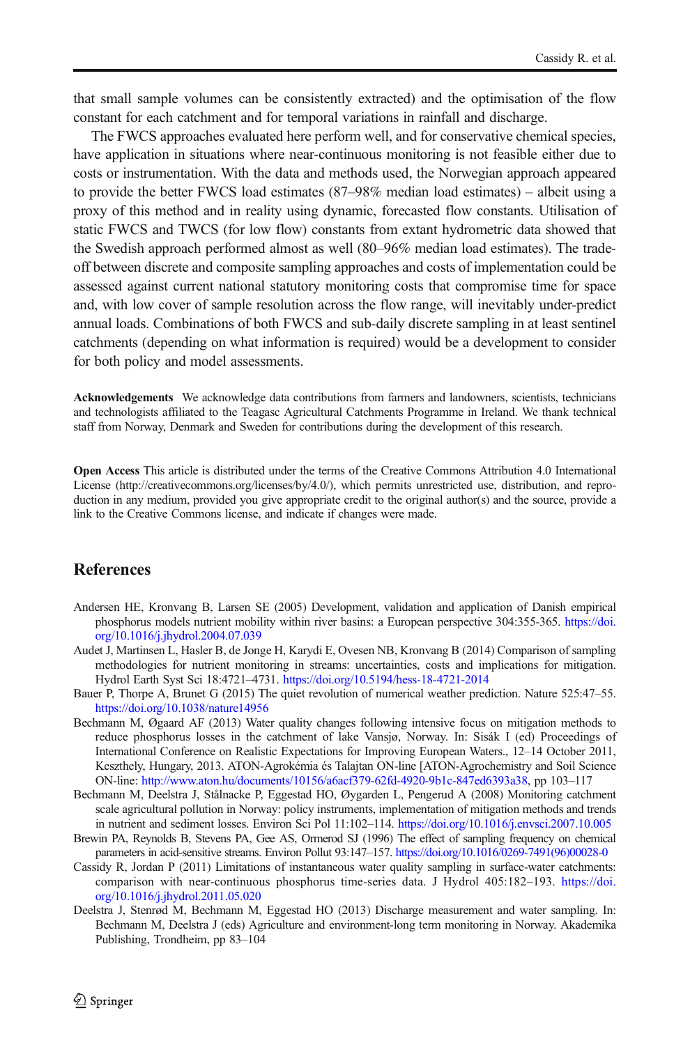that small sample volumes can be consistently extracted) and the optimisation of the flow constant for each catchment and for temporal variations in rainfall and discharge.

The FWCS approaches evaluated here perform well, and for conservative chemical species, have application in situations where near-continuous monitoring is not feasible either due to costs or instrumentation. With the data and methods used, the Norwegian approach appeared to provide the better FWCS load estimates (87–98% median load estimates) – albeit using a proxy of this method and in reality using dynamic, forecasted flow constants. Utilisation of static FWCS and TWCS (for low flow) constants from extant hydrometric data showed that the Swedish approach performed almost as well (80–96% median load estimates). The trade-off between discrete and composite sampling approaches and costs of implementation could be assessed against current national statutory monitoring costs that compromise time for space and, with low cover of sample resolution across the flow range, will inevitably under-predict annual loads. Combinations of both FWCS and sub-daily discrete sampling in at least sentinel catchments (depending on what information is required) would be a development to consider for both policy and model assessments.

**Acknowledgements** We acknowledge data contributions from farmers and landowners, scientists, technicians and technologists affiliated to the Teagasc Agricultural Catchments Programme in Ireland. We thank technical staff from Norway, Denmark and Sweden for contributions during the development of this research.

**Open Access** This article is distributed under the terms of the Creative Commons Attribution 4.0 International License (http://creativecommons.org/licenses/by/4.0/), which permits unrestricted use, distribution, and reproduction in any medium, provided you give appropriate credit to the original author(s) and the source, provide a link to the Creative Commons license, and indicate if changes were made.

## References

Andersen HE, Kronvang B, Larsen SE (2005) Development, validation and application of Danish empirical phosphorus models nutrient mobility within river basins: a European perspective 304:355-365. https://doi.org/10.1016/j.jhydrol.2004.07.039

Audet J, Martinsen L, Hasler B, de Jonge H, Karydi E, Ovesen NB, Kronvang B (2014) Comparison of sampling methodologies for nutrient monitoring in streams: uncertainties, costs and implications for mitigation. Hydrol Earth Syst Sci 18:4721–4731. https://doi.org/10.5194/hess-18-4721-2014

Bauer P, Thorpe A, Brunet G (2015) The quiet revolution of numerical weather prediction. Nature 525:47–55. https://doi.org/10.1038/nature14956

Bechmann M, Øgaard AF (2013) Water quality changes following intensive focus on mitigation methods to reduce phosphorus losses in the catchment of lake Vansjø, Norway. In: Sisák I (ed) Proceedings of International Conference on Realistic Expectations for Improving European Waters., 12–14 October 2011, Keszthely, Hungary, 2013. ATON-Agrokémia és Talajtan ON-line [ATON-Agrochemistry and Soil Science ON-line: http://www.aton.hu/documents/10156/a6acf379-62fd-4920-9b1c-847ed6393a38, pp 103–117

Bechmann M, Deelstra J, Stålnacke P, Eggestad HO, Øygarden L, Pengerud A (2008) Monitoring catchment scale agricultural pollution in Norway: policy instruments, implementation of mitigation methods and trends in nutrient and sediment losses. Environ Sci Pol 11:102–114. https://doi.org/10.1016/j.envsci.2007.10.005

Brewin PA, Reynolds B, Stevens PA, Gee AS, Ormerod SJ (1996) The effect of sampling frequency on chemical parameters in acid-sensitive streams. Environ Pollut 93:147–157. https://doi.org/10.1016/0269-7491(96)00028-0

Cassidy R, Jordan P (2011) Limitations of instantaneous water quality sampling in surface-water catchments: comparison with near-continuous phosphorus time-series data. J Hydrol 405:182–193. https://doi.org/10.1016/j.jhydrol.2011.05.020

Deelstra J, Stenrød M, Bechmann M, Eggestad HO (2013) Discharge measurement and water sampling. In: Bechmann M, Deelstra J (eds) Agriculture and environment-long term monitoring in Norway. Akademika Publishing, Trondheim, pp 83–104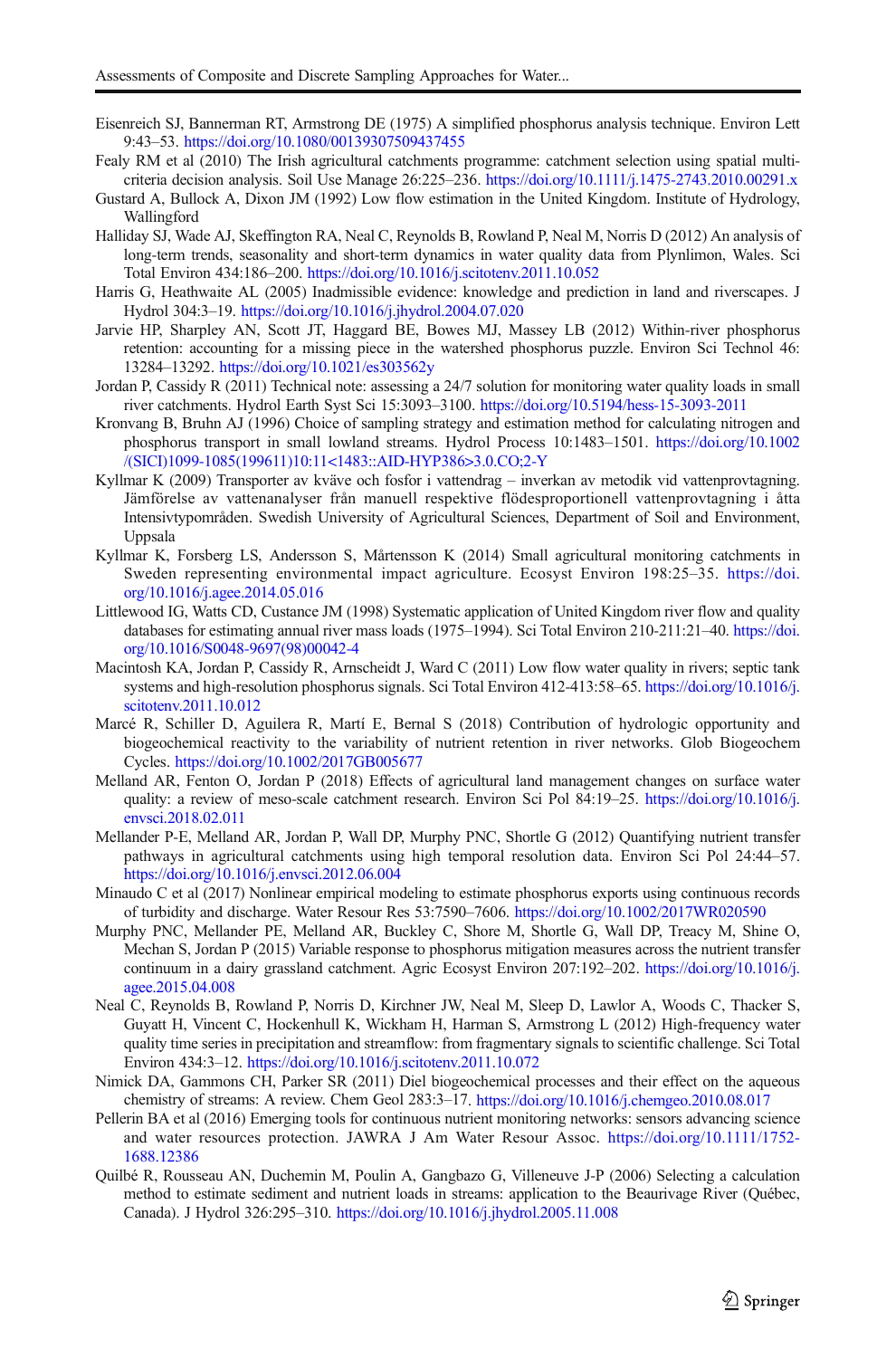Eisenreich SJ, Bannerman RT, Armstrong DE (1975) A simplified phosphorus analysis technique. Environ Lett 9:43–53. https://doi.org/10.1080/00139307509437455

Fealy RM et al (2010) The Irish agricultural catchments programme: catchment selection using spatial multi-criteria decision analysis. Soil Use Manage 26:225–236. https://doi.org/10.1111/j.1475-2743.2010.00291.x

Gustard A, Bullock A, Dixon JM (1992) Low flow estimation in the United Kingdom. Institute of Hydrology, Wallingford

Halliday SJ, Wade AJ, Skeffington RA, Neal C, Reynolds B, Rowland P, Neal M, Norris D (2012) An analysis of long-term trends, seasonality and short-term dynamics in water quality data from Plynlimon, Wales. Sci Total Environ 434:186–200. https://doi.org/10.1016/j.scitotenv.2011.10.052

Harris G, Heathwaite AL (2005) Inadmissible evidence: knowledge and prediction in land and riverscapes. J Hydrol 304:3–19. https://doi.org/10.1016/j.jhydrol.2004.07.020

Jarvie HP, Sharpley AN, Scott JT, Haggard BE, Bowes MJ, Massey LB (2012) Within-river phosphorus retention: accounting for a missing piece in the watershed phosphorus puzzle. Environ Sci Technol 46: 13284–13292. https://doi.org/10.1021/es303562y

Jordan P, Cassidy R (2011) Technical note: assessing a 24/7 solution for monitoring water quality loads in small river catchments. Hydrol Earth Syst Sci 15:3093–3100. https://doi.org/10.5194/hess-15-3093-2011

Kronvang B, Bruhn AJ (1996) Choice of sampling strategy and estimation method for calculating nitrogen and phosphorus transport in small lowland streams. Hydrol Process 10:1483–1501. https://doi.org/10.1002/(SICI)1099-1085(199611)10:11<1483::AID-HYP386>3.0.CO;2-Y

Kyllmar K (2009) Transporter av kväve och fosfor i vattendrag – inverkan av metodik vid vattenprovtagning. Jämförelse av vattenanalyser från manuell respektive flödesproportionell vattenprovtagning i åtta Intensivtypområden. Swedish University of Agricultural Sciences, Department of Soil and Environment, Uppsala

Kyllmar K, Forsberg LS, Andersson S, Mårtensson K (2014) Small agricultural monitoring catchments in Sweden representing environmental impact agriculture. Ecosyst Environ 198:25–35. https://doi.org/10.1016/j.agee.2014.05.016

Littlewood IG, Watts CD, Custance JM (1998) Systematic application of United Kingdom river flow and quality databases for estimating annual river mass loads (1975–1994). Sci Total Environ 210-211:21–40. https://doi.org/10.1016/S0048-9697(98)00042-4

Macintosh KA, Jordan P, Cassidy R, Arnscheidt J, Ward C (2011) Low flow water quality in rivers; septic tank systems and high-resolution phosphorus signals. Sci Total Environ 412-413:58–65. https://doi.org/10.1016/j.scitotenv.2011.10.012

Marcé R, Schiller D, Aguilera R, Martí E, Bernal S (2018) Contribution of hydrologic opportunity and biogeochemical reactivity to the variability of nutrient retention in river networks. Glob Biogeochem Cycles. https://doi.org/10.1002/2017GB005677

Melland AR, Fenton O, Jordan P (2018) Effects of agricultural land management changes on surface water quality: a review of meso-scale catchment research. Environ Sci Pol 84:19–25. https://doi.org/10.1016/j.envsci.2018.02.011

Mellander P-E, Melland AR, Jordan P, Wall DP, Murphy PNC, Shortle G (2012) Quantifying nutrient transfer pathways in agricultural catchments using high temporal resolution data. Environ Sci Pol 24:44–57. https://doi.org/10.1016/j.envsci.2012.06.004

Minaudo C et al (2017) Nonlinear empirical modeling to estimate phosphorus exports using continuous records of turbidity and discharge. Water Resour Res 53:7590–7606. https://doi.org/10.1002/2017WR020590

Murphy PNC, Mellander PE, Melland AR, Buckley C, Shore M, Shortle G, Wall DP, Treacy M, Shine O, Mechan S, Jordan P (2015) Variable response to phosphorus mitigation measures across the nutrient transfer continuum in a dairy grassland catchment. Agric Ecosyst Environ 207:192–202. https://doi.org/10.1016/j.agee.2015.04.008

Neal C, Reynolds B, Rowland P, Norris D, Kirchner JW, Neal M, Sleep D, Lawlor A, Woods C, Thacker S, Guyatt H, Vincent C, Hockenhull K, Wickham H, Harman S, Armstrong L (2012) High-frequency water quality time series in precipitation and streamflow: from fragmentary signals to scientific challenge. Sci Total Environ 434:3–12. https://doi.org/10.1016/j.scitotenv.2011.10.072

Nimick DA, Gammons CH, Parker SR (2011) Diel biogeochemical processes and their effect on the aqueous chemistry of streams: A review. Chem Geol 283:3–17. https://doi.org/10.1016/j.chemgeo.2010.08.017

Pellerin BA et al (2016) Emerging tools for continuous nutrient monitoring networks: sensors advancing science and water resources protection. JAWRA J Am Water Resour Assoc. https://doi.org/10.1111/1752-1688.12386

Quilbé R, Rousseau AN, Duchemin M, Poulin A, Gangbazo G, Villeneuve J-P (2006) Selecting a calculation method to estimate sediment and nutrient loads in streams: application to the Beaurivage River (Québec, Canada). J Hydrol 326:295–310. https://doi.org/10.1016/j.jhydrol.2005.11.008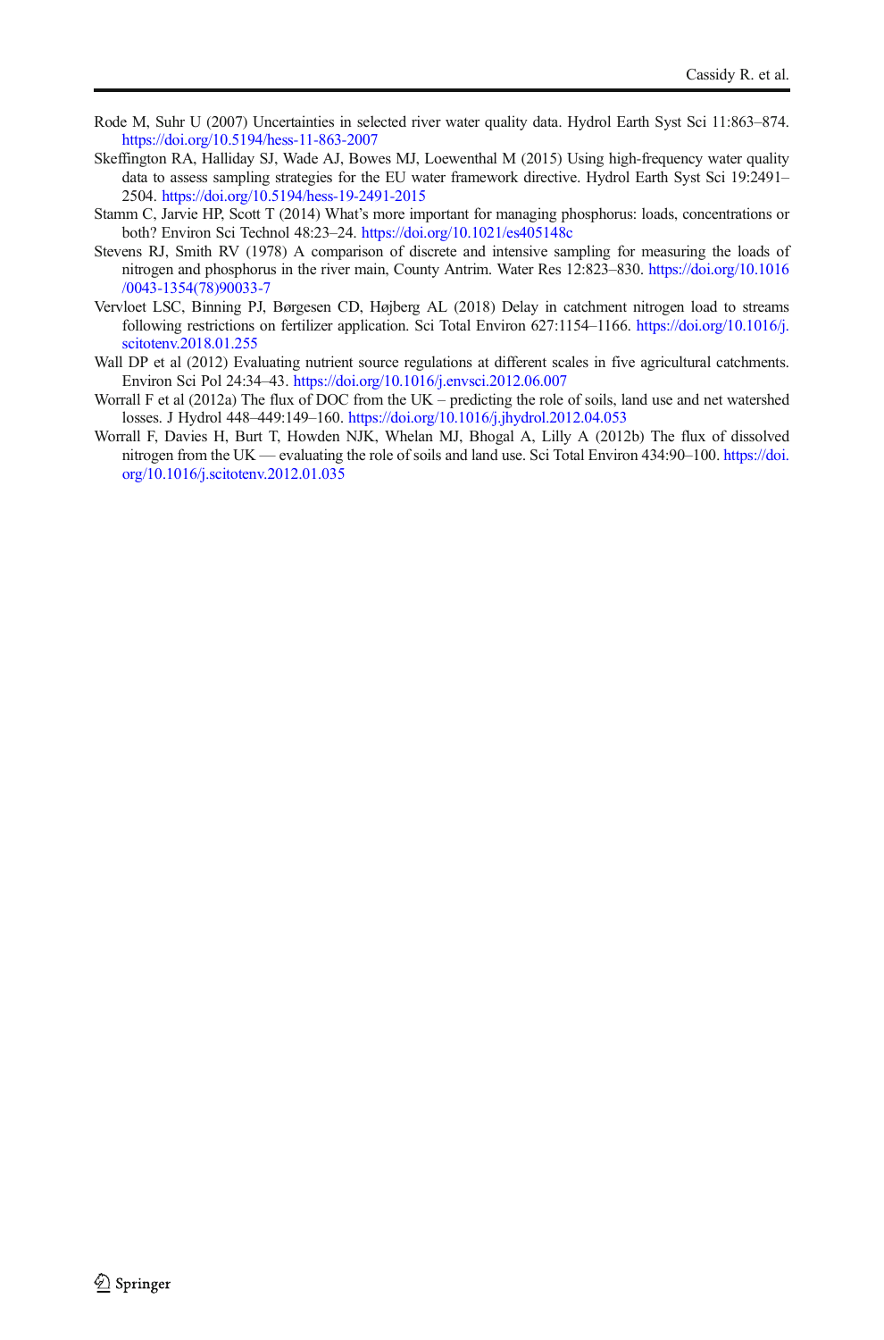Rode M, Suhr U (2007) Uncertainties in selected river water quality data. Hydrol Earth Syst Sci 11:863–874. https://doi.org/10.5194/hess-11-863-2007

Skeffington RA, Halliday SJ, Wade AJ, Bowes MJ, Loewenthal M (2015) Using high-frequency water quality data to assess sampling strategies for the EU water framework directive. Hydrol Earth Syst Sci 19:2491–2504. https://doi.org/10.5194/hess-19-2491-2015

Stamm C, Jarvie HP, Scott T (2014) What's more important for managing phosphorus: loads, concentrations or both? Environ Sci Technol 48:23–24. https://doi.org/10.1021/es405148c

Stevens RJ, Smith RV (1978) A comparison of discrete and intensive sampling for measuring the loads of nitrogen and phosphorus in the river main, County Antrim. Water Res 12:823–830. https://doi.org/10.1016/0043-1354(78)90033-7

Vervloet LSC, Binning PJ, Børgesen CD, Højberg AL (2018) Delay in catchment nitrogen load to streams following restrictions on fertilizer application. Sci Total Environ 627:1154–1166. https://doi.org/10.1016/j.scitotenv.2018.01.255

Wall DP et al (2012) Evaluating nutrient source regulations at different scales in five agricultural catchments. Environ Sci Pol 24:34–43. https://doi.org/10.1016/j.envsci.2012.06.007

Worrall F et al (2012a) The flux of DOC from the UK – predicting the role of soils, land use and net watershed losses. J Hydrol 448–449:149–160. https://doi.org/10.1016/j.jhydrol.2012.04.053

Worrall F, Davies H, Burt T, Howden NJK, Whelan MJ, Bhogal A, Lilly A (2012b) The flux of dissolved nitrogen from the UK — evaluating the role of soils and land use. Sci Total Environ 434:90–100. https://doi.org/10.1016/j.scitotenv.2012.01.035